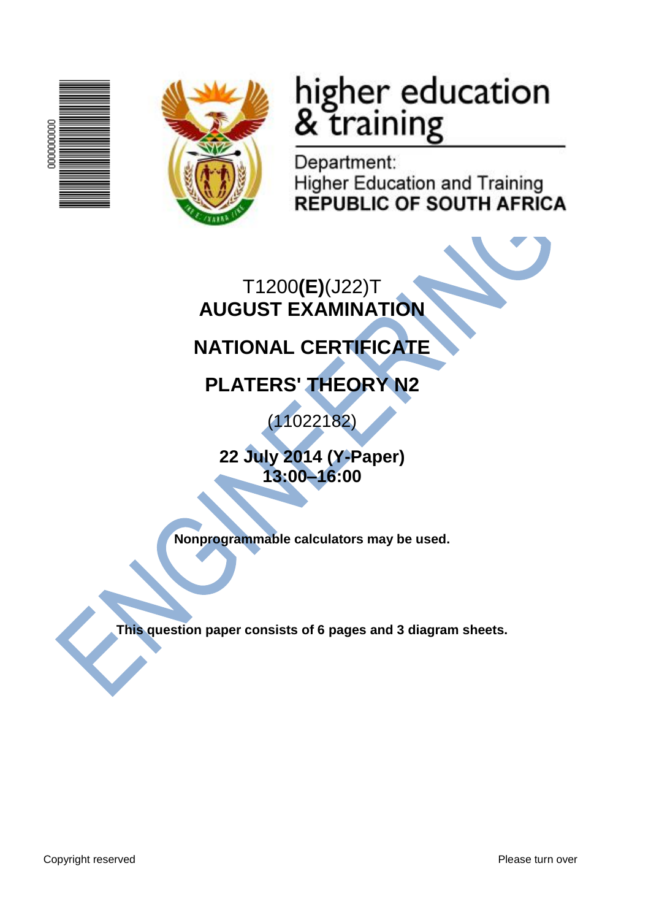higher education & training

Department:
Higher Education and Training
**REPUBLIC OF SOUTH AFRICA**

T1200**(E)**(J22)T
**AUGUST EXAMINATION**

**NATIONAL CERTIFICATE**

**PLATERS' THEORY N2**

(11022182)

**22 July 2014 (Y-Paper)**
**13:00–16:00**

**Nonprogrammable calculators may be used.**

**This question paper consists of 6 pages and 3 diagram sheets.**

Copyright reserved

Please turn over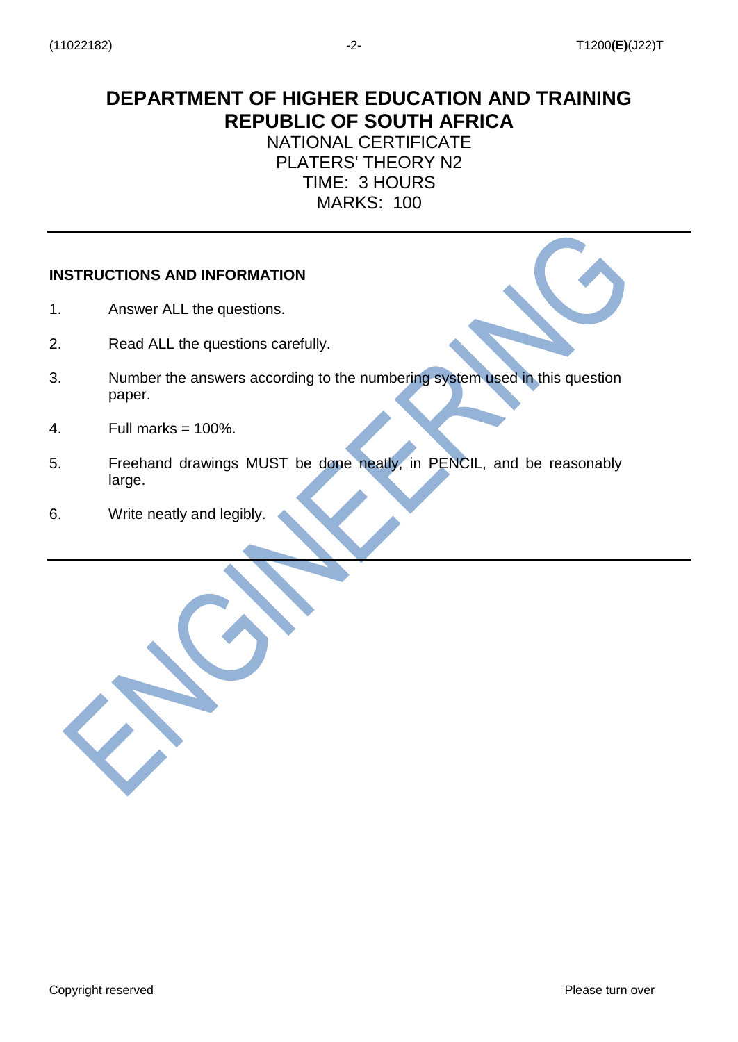# DEPARTMENT OF HIGHER EDUCATION AND TRAINING
# REPUBLIC OF SOUTH AFRICA

NATIONAL CERTIFICATE
PLATERS' THEORY N2
TIME: 3 HOURS
MARKS: 100

---

**INSTRUCTIONS AND INFORMATION**

1. Answer ALL the questions.
2. Read ALL the questions carefully.
3. Number the answers according to the numbering system used in this question paper.
4. Full marks = 100%.
5. Freehand drawings MUST be done neatly, in PENCIL, and be reasonably large.
6. Write neatly and legibly.

---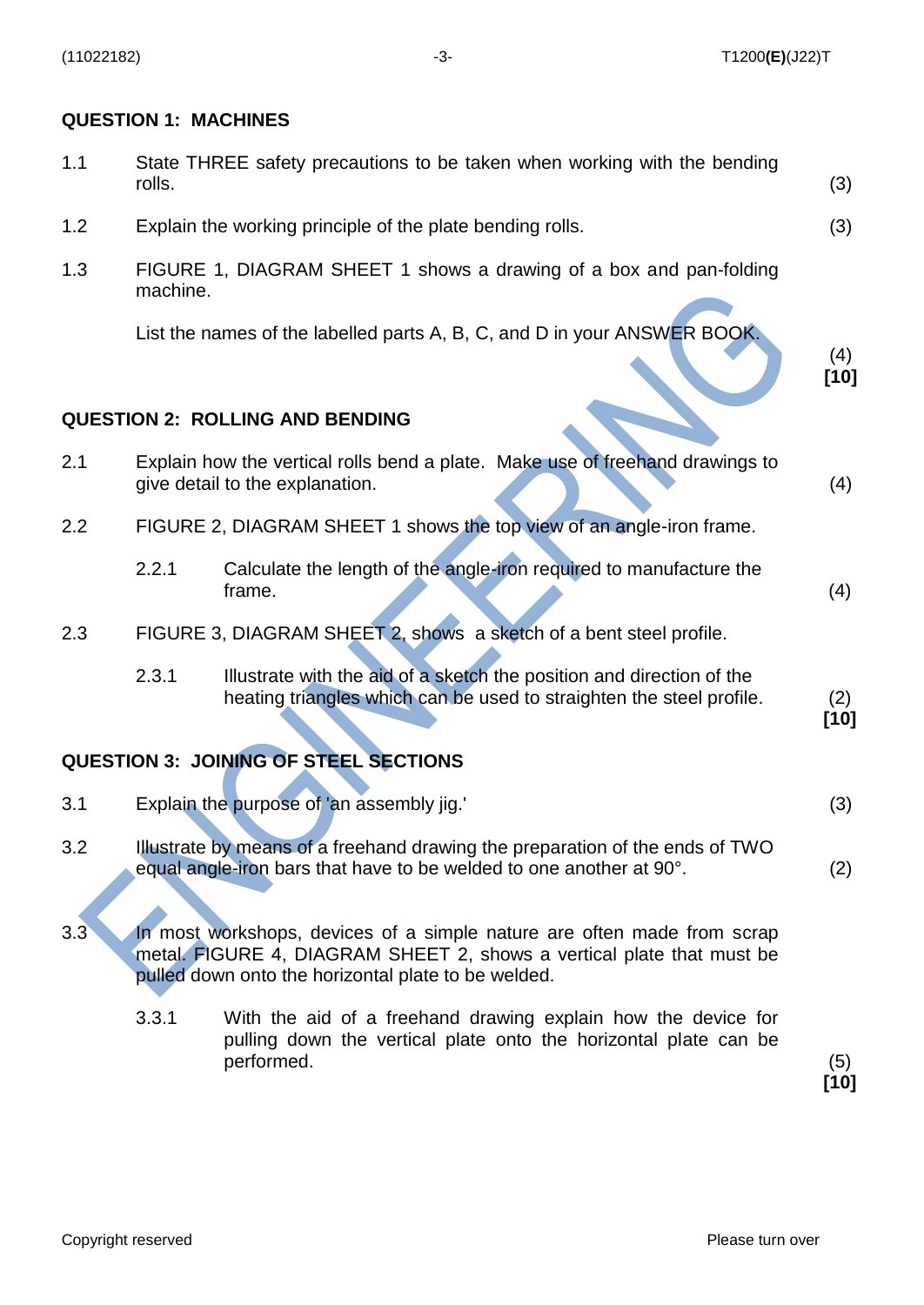## QUESTION 1: MACHINES

1.1 State THREE safety precautions to be taken when working with the bending rolls. (3)

1.2 Explain the working principle of the plate bending rolls. (3)

1.3 FIGURE 1, DIAGRAM SHEET 1 shows a drawing of a box and pan-folding machine.

List the names of the labelled parts A, B, C, and D in your ANSWER BOOK. (4)
**[10]**

## QUESTION 2: ROLLING AND BENDING

2.1 Explain how the vertical rolls bend a plate. Make use of freehand drawings to give detail to the explanation. (4)

2.2 FIGURE 2, DIAGRAM SHEET 1 shows the top view of an angle-iron frame.

2.2.1 Calculate the length of the angle-iron required to manufacture the frame. (4)

2.3 FIGURE 3, DIAGRAM SHEET 2, shows a sketch of a bent steel profile.

2.3.1 Illustrate with the aid of a sketch the position and direction of the heating triangles which can be used to straighten the steel profile. (2)
**[10]**

## QUESTION 3: JOINING OF STEEL SECTIONS

3.1 Explain the purpose of 'an assembly jig.' (3)

3.2 Illustrate by means of a freehand drawing the preparation of the ends of TWO equal angle-iron bars that have to be welded to one another at 90°. (2)

3.3 In most workshops, devices of a simple nature are often made from scrap metal. FIGURE 4, DIAGRAM SHEET 2, shows a vertical plate that must be pulled down onto the horizontal plate to be welded.

3.3.1 With the aid of a freehand drawing explain how the device for pulling down the vertical plate onto the horizontal plate can be performed. (5)
**[10]**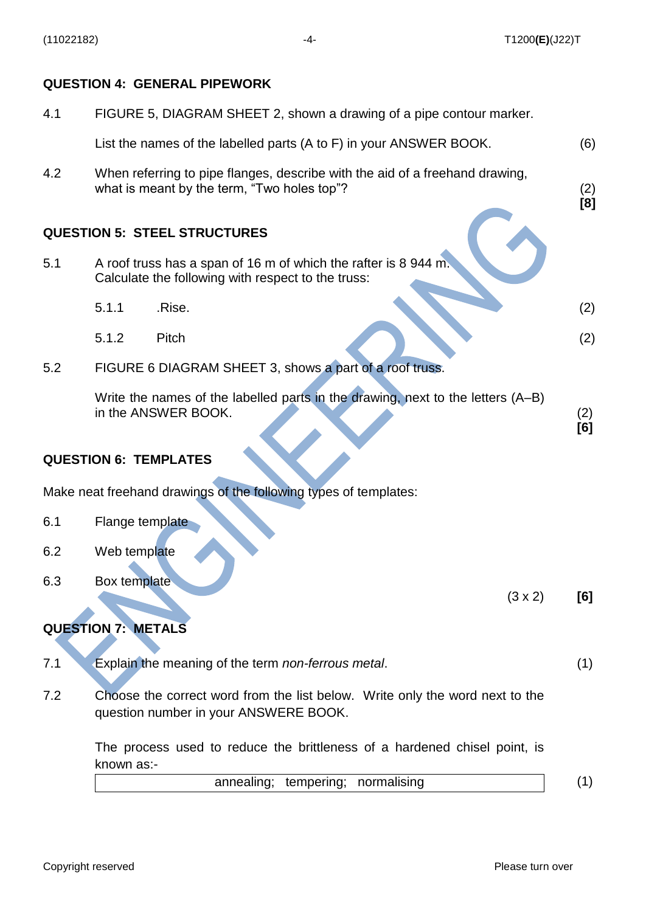## QUESTION 4: GENERAL PIPEWORK

4.1 FIGURE 5, DIAGRAM SHEET 2, shown a drawing of a pipe contour marker.

List the names of the labelled parts (A to F) in your ANSWER BOOK. (6)

4.2 When referring to pipe flanges, describe with the aid of a freehand drawing, what is meant by the term, "Two holes top"? (2)
**[8]**

## QUESTION 5: STEEL STRUCTURES

5.1 A roof truss has a span of 16 m of which the rafter is 8 944 m. Calculate the following with respect to the truss:

5.1.1 .Rise. (2)

5.1.2 Pitch (2)

5.2 FIGURE 6 DIAGRAM SHEET 3, shows a part of a roof truss.

Write the names of the labelled parts in the drawing, next to the letters (A–B) in the ANSWER BOOK. (2)
**[6]**

## QUESTION 6: TEMPLATES

Make neat freehand drawings of the following types of templates:

6.1 Flange template

6.2 Web template

6.3 Box template

(3 x 2) **[6]**

## QUESTION 7: METALS

7.1 Explain the meaning of the term *non-ferrous metal*. (1)

7.2 Choose the correct word from the list below. Write only the word next to the question number in your ANSWERE BOOK.

The process used to reduce the brittleness of a hardened chisel point, is known as:-

| annealing; tempering; normalising |
|---|

(1)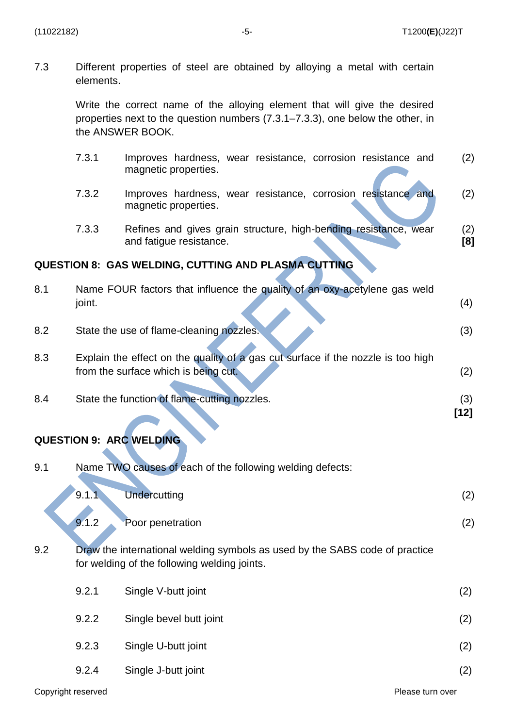7.3 Different properties of steel are obtained by alloying a metal with certain elements.

Write the correct name of the alloying element that will give the desired properties next to the question numbers (7.3.1–7.3.3), one below the other, in the ANSWER BOOK.

7.3.1 Improves hardness, wear resistance, corrosion resistance and magnetic properties. (2)

7.3.2 Improves hardness, wear resistance, corrosion resistance and magnetic properties. (2)

7.3.3 Refines and gives grain structure, high-bending resistance, wear and fatigue resistance. (2)
**[8]**

## QUESTION 8: GAS WELDING, CUTTING AND PLASMA CUTTING

8.1 Name FOUR factors that influence the quality of an oxy-acetylene gas weld joint. (4)

8.2 State the use of flame-cleaning nozzles. (3)

8.3 Explain the effect on the quality of a gas cut surface if the nozzle is too high from the surface which is being cut. (2)

8.4 State the function of flame-cutting nozzles. (3)
**[12]**

## QUESTION 9: ARC WELDING

9.1 Name TWO causes of each of the following welding defects:

9.1.1 Undercutting (2)

9.1.2 Poor penetration (2)

9.2 Draw the international welding symbols as used by the SABS code of practice for welding of the following welding joints.

9.2.1 Single V-butt joint (2)

9.2.2 Single bevel butt joint (2)

9.2.3 Single U-butt joint (2)

9.2.4 Single J-butt joint (2)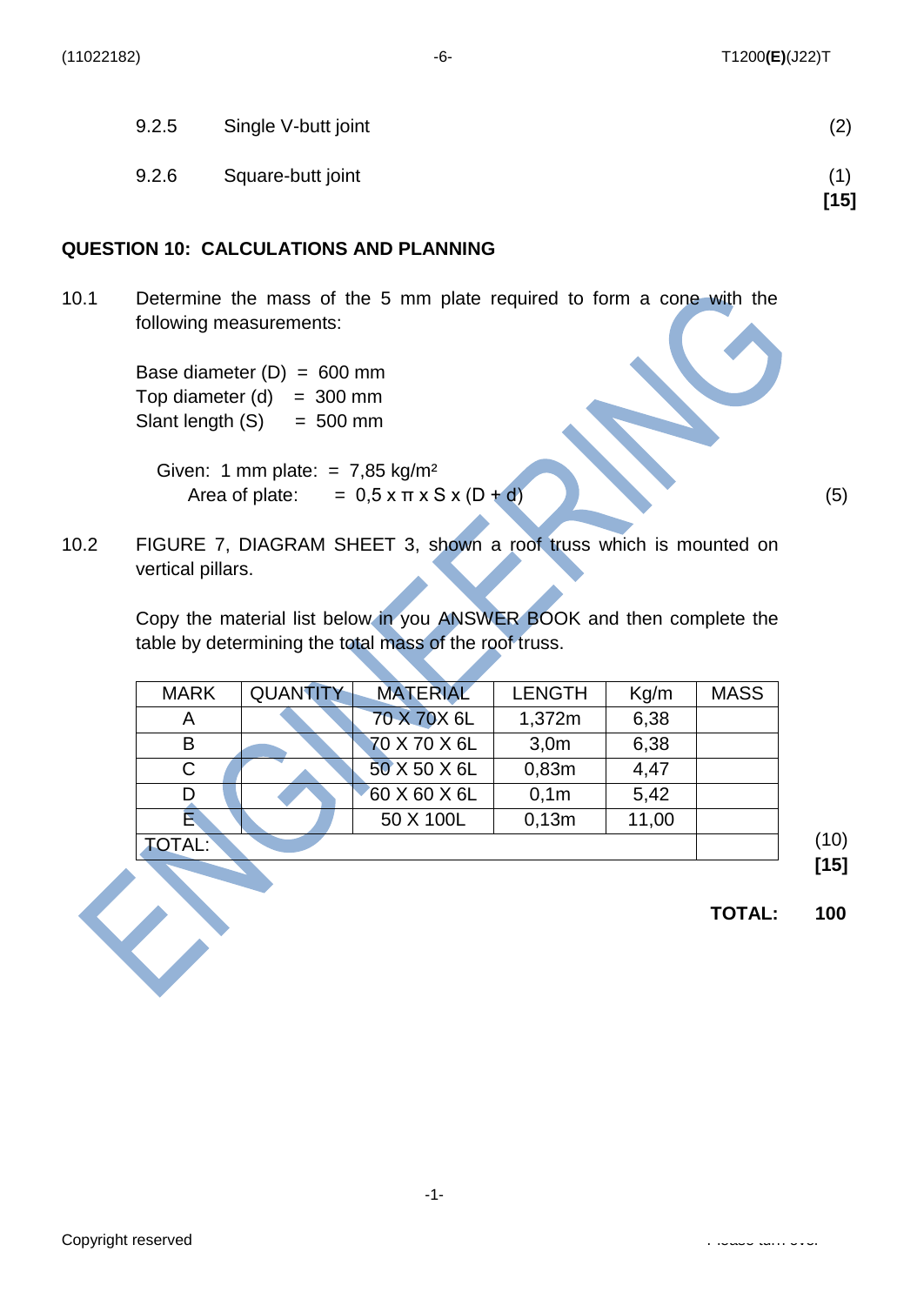|  |  |  |
|---|---|---|
| 9.2.5 | Single V-butt joint | (2) |
| 9.2.6 | Square-butt joint | (1) **[15]** |

## QUESTION 10: CALCULATIONS AND PLANNING

10.1 Determine the mass of the 5 mm plate required to form a cone with the following measurements:

Base diameter (D) = 600 mm
Top diameter (d) = 300 mm
Slant length (S) = 500 mm

Given: 1 mm plate: = 7,85 kg/m²
Area of plate: = 0,5 x π x S x (D + d) (5)

10.2 FIGURE 7, DIAGRAM SHEET 3, shown a roof truss which is mounted on vertical pillars.

Copy the material list below in you ANSWER BOOK and then complete the table by determining the total mass of the roof truss.

| MARK | QUANTITY | MATERIAL | LENGTH | Kg/m | MASS |
|---|---|---|---|---|---|
| A | | 70 X 70X 6L | 1,372m | 6,38 | |
| B | | 70 X 70 X 6L | 3,0m | 6,38 | |
| C | | 50 X 50 X 6L | 0,83m | 4,47 | |
| D | | 60 X 60 X 6L | 0,1m | 5,42 | |
| E | | 50 X 100L | 0,13m | 11,00 | |
| TOTAL: | | | | | |

(10) **[15]**

**TOTAL: 100**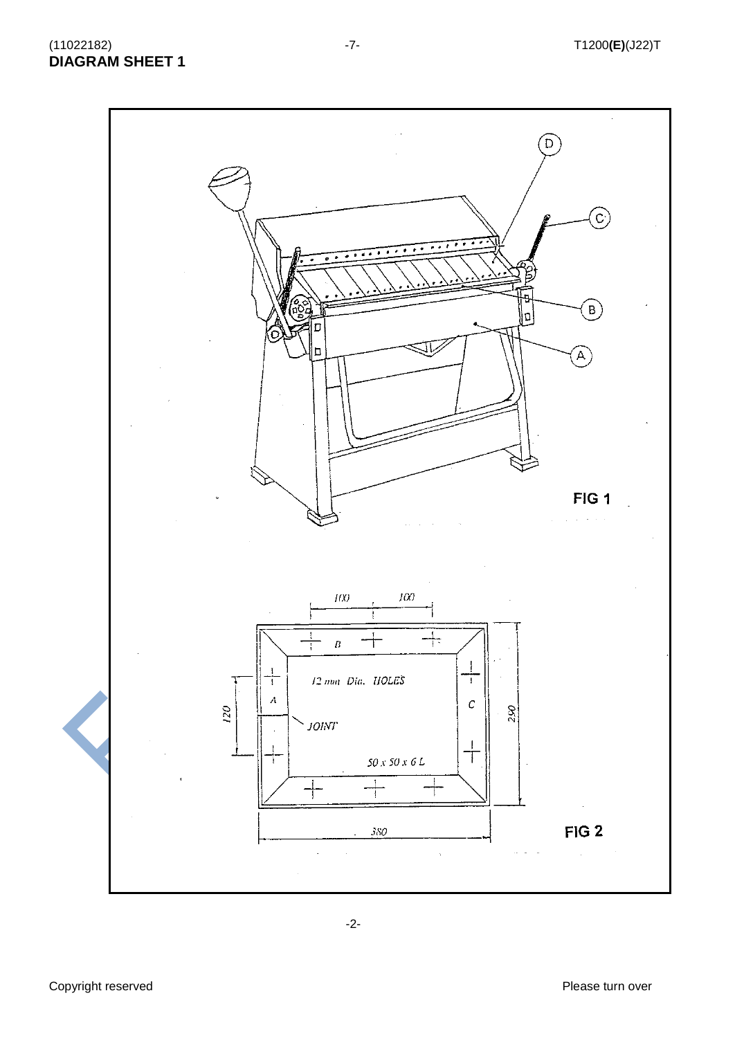# DIAGRAM SHEET 1

D

C

B

A

FIG 1

100 100

B

12 mm Dia. HOLES

A

C

120

290

JOINT

50 x 50 x 6 L

380

FIG 2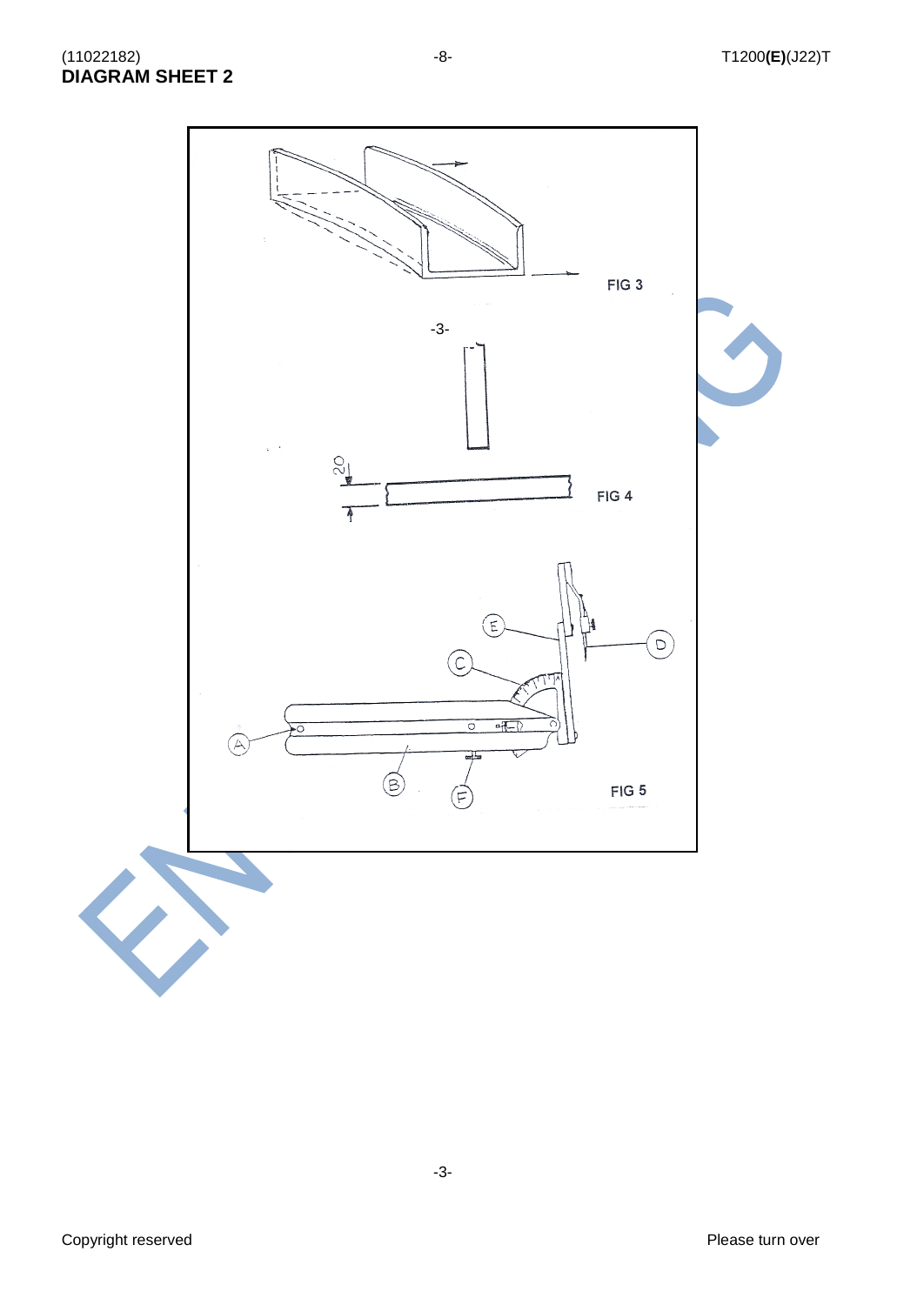**DIAGRAM SHEET 2**

FIG 3

20

FIG 4

A B C D E F

FIG 5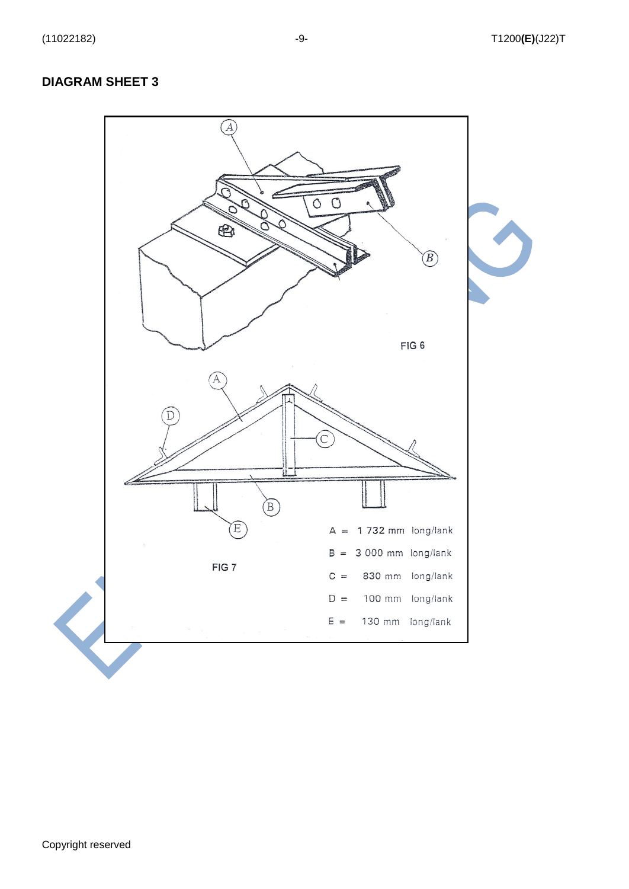## DIAGRAM SHEET 3

A

B

FIG 6

A

D

C

B

E

A = 1 732 mm long/lank

B = 3 000 mm long/lank

C = 830 mm long/lank

D = 100 mm long/lank

E = 130 mm long/lank

FIG 7

Copyright reserved